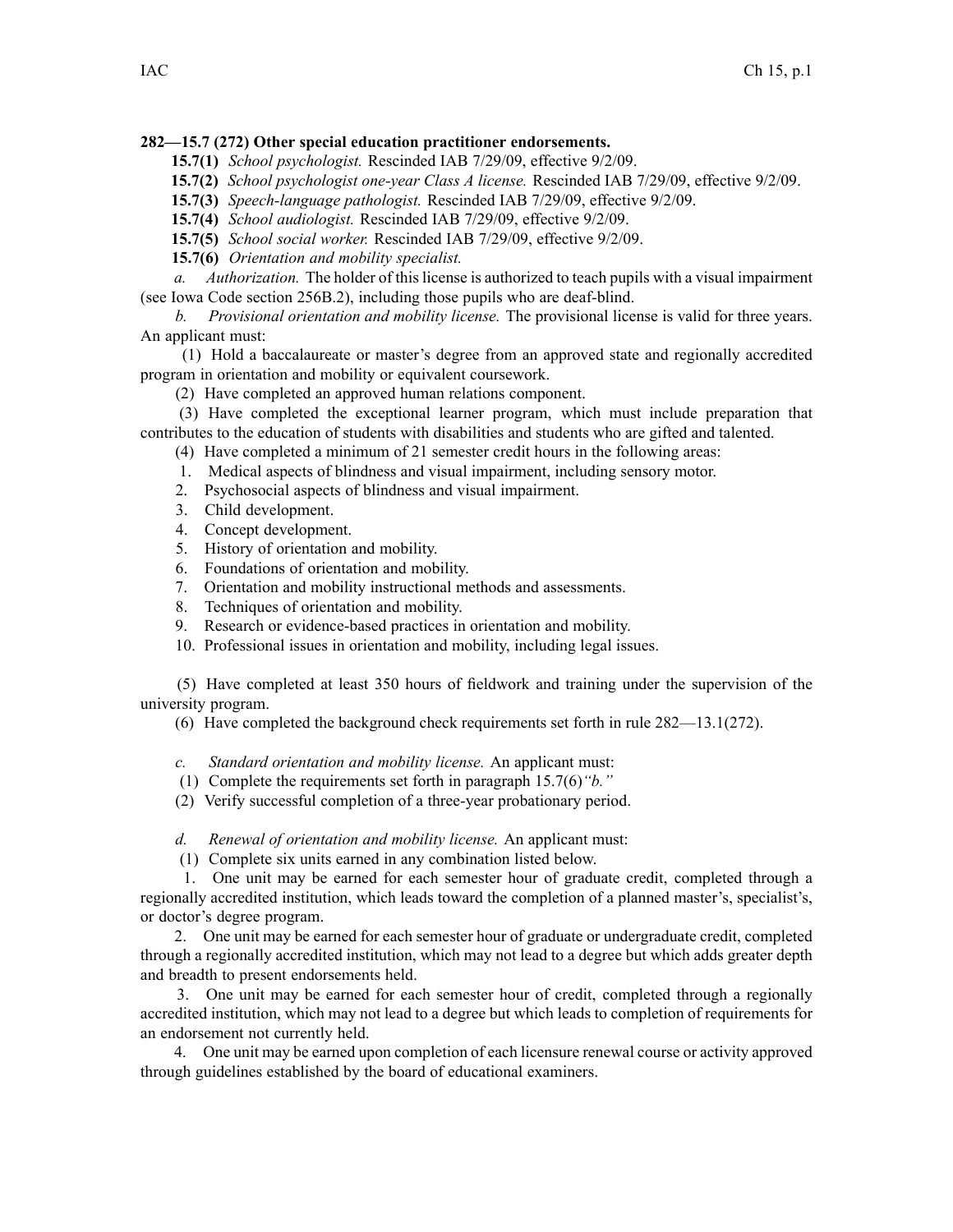**282—15.7 (272) Other special education practitioner endorsements.**

**15.7(1)** *School psychologist.* Rescinded IAB 7/29/09, effective 9/2/09.

**15.7(2)** *School psychologist one-year Class A license.* Rescinded IAB 7/29/09, effective 9/2/09.

**15.7(3)** *Speech-language pathologist.* Rescinded IAB 7/29/09, effective 9/2/09.

**15.7(4)** *School audiologist.* Rescinded IAB 7/29/09, effective 9/2/09.

**15.7(5)** *School social worker.* Rescinded IAB 7/29/09, effective 9/2/09.

**15.7(6)** *Orientation and mobility specialist.*

*a. Authorization.* The holder of this license is authorized to teach pupils with a visual impairment (see Iowa Code section 256B.2), including those pupils who are deaf-blind.

*b. Provisional orientation and mobility license.* The provisional license is valid for three years. An applicant must:

(1) Hold a baccalaureate or master's degree from an approved state and regionally accredited program in orientation and mobility or equivalent coursework.

(2) Have completed an approved human relations component.

(3) Have completed the exceptional learner program, which must include preparation that contributes to the education of students with disabilities and students who are gifted and talented.

(4) Have completed a minimum of 21 semester credit hours in the following areas:

1. Medical aspects of blindness and visual impairment, including sensory motor.
2. Psychosocial aspects of blindness and visual impairment.
3. Child development.
4. Concept development.
5. History of orientation and mobility.
6. Foundations of orientation and mobility.
7. Orientation and mobility instructional methods and assessments.
8. Techniques of orientation and mobility.
9. Research or evidence-based practices in orientation and mobility.
10. Professional issues in orientation and mobility, including legal issues.

(5) Have completed at least 350 hours of fieldwork and training under the supervision of the university program.

(6) Have completed the background check requirements set forth in rule 282—13.1(272).

*c. Standard orientation and mobility license.* An applicant must:

(1) Complete the requirements set forth in paragraph 15.7(6)*"b."*

(2) Verify successful completion of a three-year probationary period.

*d. Renewal of orientation and mobility license.* An applicant must:

(1) Complete six units earned in any combination listed below.

1. One unit may be earned for each semester hour of graduate credit, completed through a regionally accredited institution, which leads toward the completion of a planned master's, specialist's, or doctor's degree program.

2. One unit may be earned for each semester hour of graduate or undergraduate credit, completed through a regionally accredited institution, which may not lead to a degree but which adds greater depth and breadth to present endorsements held.

3. One unit may be earned for each semester hour of credit, completed through a regionally accredited institution, which may not lead to a degree but which leads to completion of requirements for an endorsement not currently held.

4. One unit may be earned upon completion of each licensure renewal course or activity approved through guidelines established by the board of educational examiners.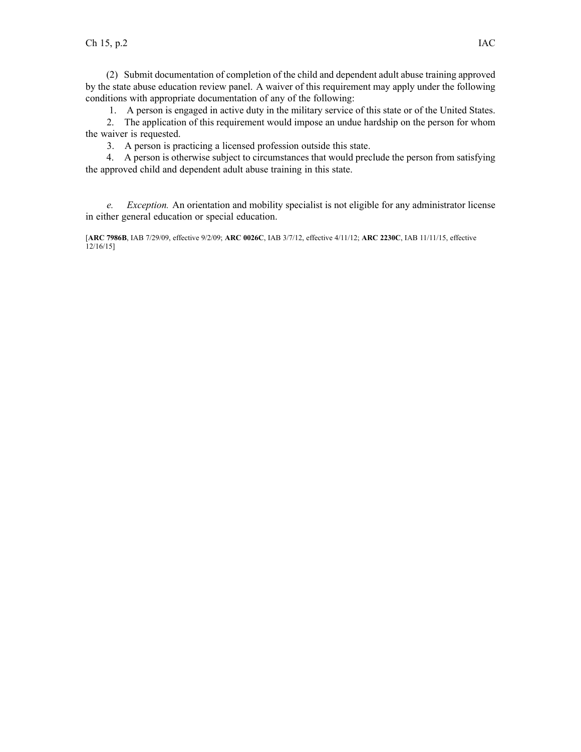(2) Submit documentation of completion of the child and dependent adult abuse training approved by the state abuse education review panel. A waiver of this requirement may apply under the following conditions with appropriate documentation of any of the following:

1. A person is engaged in active duty in the military service of this state or of the United States.
2. The application of this requirement would impose an undue hardship on the person for whom the waiver is requested.
3. A person is practicing a licensed profession outside this state.
4. A person is otherwise subject to circumstances that would preclude the person from satisfying the approved child and dependent adult abuse training in this state.

*e. Exception.* An orientation and mobility specialist is not eligible for any administrator license in either general education or special education.

[**ARC 7986B**, IAB 7/29/09, effective 9/2/09; **ARC 0026C**, IAB 3/7/12, effective 4/11/12; **ARC 2230C**, IAB 11/11/15, effective 12/16/15]